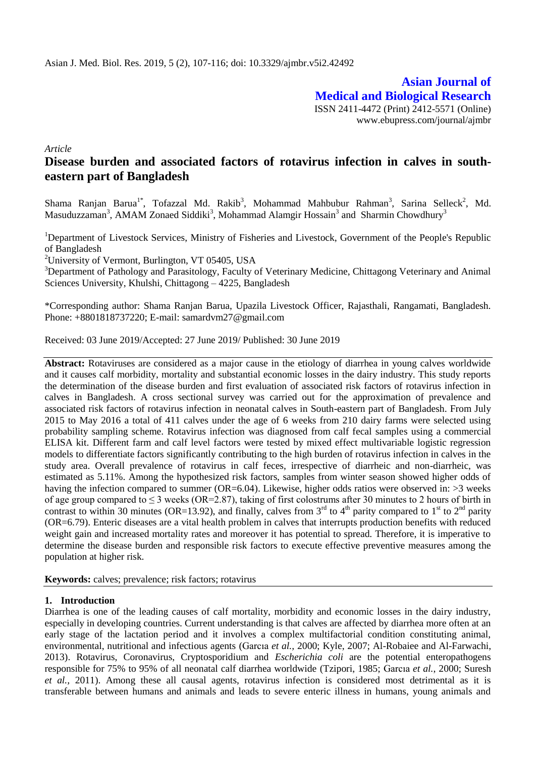Asian J. Med. Biol. Res. 2019, 5 (2), 107-116; doi: 10.3329/ajmbr.v5i2.42492

**Asian Journal of Medical and Biological Research**

ISSN 2411-4472 (Print) 2412-5571 (Online)
www.ebupress.com/journal/ajmbr

*Article*

# Disease burden and associated factors of rotavirus infection in calves in south-eastern part of Bangladesh

Shama Ranjan Barua[1*], Tofazzal Md. Rakib[3], Mohammad Mahbubur Rahman[3], Sarina Selleck[2], Md. Masuduzzaman[3], AMAM Zonaed Siddiki[3], Mohammad Alamgir Hossain[3] and Sharmin Chowdhury[3]

[1]Department of Livestock Services, Ministry of Fisheries and Livestock, Government of the People's Republic of Bangladesh

[2]University of Vermont, Burlington, VT 05405, USA

[3]Department of Pathology and Parasitology, Faculty of Veterinary Medicine, Chittagong Veterinary and Animal Sciences University, Khulshi, Chittagong – 4225, Bangladesh

*Corresponding author: Shama Ranjan Barua, Upazila Livestock Officer, Rajasthali, Rangamati, Bangladesh. Phone: +8801818737220; E-mail: samardvm27@gmail.com

Received: 03 June 2019/Accepted: 27 June 2019/ Published: 30 June 2019

**Abstract:** Rotaviruses are considered as a major cause in the etiology of diarrhea in young calves worldwide and it causes calf morbidity, mortality and substantial economic losses in the dairy industry. This study reports the determination of the disease burden and first evaluation of associated risk factors of rotavirus infection in calves in Bangladesh. A cross sectional survey was carried out for the approximation of prevalence and associated risk factors of rotavirus infection in neonatal calves in South-eastern part of Bangladesh. From July 2015 to May 2016 a total of 411 calves under the age of 6 weeks from 210 dairy farms were selected using probability sampling scheme. Rotavirus infection was diagnosed from calf fecal samples using a commercial ELISA kit. Different farm and calf level factors were tested by mixed effect multivariable logistic regression models to differentiate factors significantly contributing to the high burden of rotavirus infection in calves in the study area. Overall prevalence of rotavirus in calf feces, irrespective of diarrheic and non-diarrheic, was estimated as 5.11%. Among the hypothesized risk factors, samples from winter season showed higher odds of having the infection compared to summer (OR=6.04). Likewise, higher odds ratios were observed in: >3 weeks of age group compared to ≤ 3 weeks (OR=2.87), taking of first colostrums after 30 minutes to 2 hours of birth in contrast to within 30 minutes (OR=13.92), and finally, calves from 3[rd] to 4[th] parity compared to 1[st] to 2[nd] parity (OR=6.79). Enteric diseases are a vital health problem in calves that interrupts production benefits with reduced weight gain and increased mortality rates and moreover it has potential to spread. Therefore, it is imperative to determine the disease burden and responsible risk factors to execute effective preventive measures among the population at higher risk.

**Keywords:** calves; prevalence; risk factors; rotavirus

## 1. Introduction

Diarrhea is one of the leading causes of calf mortality, morbidity and economic losses in the dairy industry, especially in developing countries. Current understanding is that calves are affected by diarrhea more often at an early stage of the lactation period and it involves a complex multifactorial condition constituting animal, environmental, nutritional and infectious agents (Garcıa *et al.,* 2000; Kyle, 2007; Al-Robaiee and Al-Farwachi, 2013). Rotavirus, Coronavirus, Cryptosporidium and *Escherichia coli* are the potential enteropathogens responsible for 75% to 95% of all neonatal calf diarrhea worldwide (Tzipori, 1985; Garcıa *et al.,* 2000; Suresh *et al.,* 2011). Among these all causal agents, rotavirus infection is considered most detrimental as it is transferable between humans and animals and leads to severe enteric illness in humans, young animals and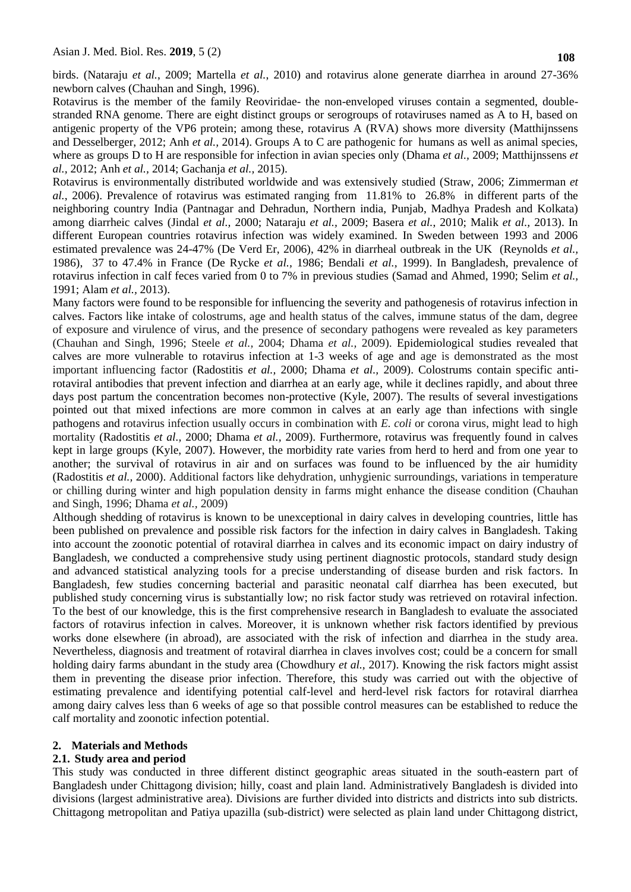birds. (Nataraju *et al.*, 2009; Martella *et al.*, 2010) and rotavirus alone generate diarrhea in around 27-36% newborn calves (Chauhan and Singh, 1996).

Rotavirus is the member of the family Reoviridae- the non-enveloped viruses contain a segmented, double-stranded RNA genome. There are eight distinct groups or serogroups of rotaviruses named as A to H, based on antigenic property of the VP6 protein; among these, rotavirus A (RVA) shows more diversity (Matthijnssens and Desselberger, 2012; Anh *et al.,* 2014). Groups A to C are pathogenic for humans as well as animal species, where as groups D to H are responsible for infection in avian species only (Dhama *et al.,* 2009; Matthijnssens *et al.,* 2012; Anh *et al.,* 2014; Gachanja *et al.,* 2015).

Rotavirus is environmentally distributed worldwide and was extensively studied (Straw, 2006; Zimmerman *et al.,* 2006). Prevalence of rotavirus was estimated ranging from 11.81% to 26.8% in different parts of the neighboring country India (Pantnagar and Dehradun, Northern india, Punjab, Madhya Pradesh and Kolkata) among diarrheic calves (Jindal *et al.,* 2000; Nataraju *et al.,* 2009; Basera *et al.,* 2010; Malik *et al*., 2013). In different European countries rotavirus infection was widely examined. In Sweden between 1993 and 2006 estimated prevalence was 24-47% (De Verd Er, 2006), 42% in diarrheal outbreak in the UK (Reynolds *et al.,* 1986), 37 to 47.4% in France (De Rycke *et al.,* 1986; Bendali *et al.,* 1999). In Bangladesh, prevalence of rotavirus infection in calf feces varied from 0 to 7% in previous studies (Samad and Ahmed, 1990; Selim *et al.,* 1991; Alam *et al.,* 2013).

Many factors were found to be responsible for influencing the severity and pathogenesis of rotavirus infection in calves. Factors like intake of colostrums, age and health status of the calves, immune status of the dam, degree of exposure and virulence of virus, and the presence of secondary pathogens were revealed as key parameters (Chauhan and Singh, 1996; Steele *et al.,* 2004; Dhama *et al.,* 2009). Epidemiological studies revealed that calves are more vulnerable to rotavirus infection at 1-3 weeks of age and age is demonstrated as the most important influencing factor (Radostitis *et al.,* 2000; Dhama *et al.,* 2009). Colostrums contain specific anti-rotaviral antibodies that prevent infection and diarrhea at an early age, while it declines rapidly, and about three days post partum the concentration becomes non-protective (Kyle, 2007). The results of several investigations pointed out that mixed infections are more common in calves at an early age than infections with single pathogens and rotavirus infection usually occurs in combination with *E. coli* or corona virus, might lead to high mortality (Radostitis *et al.,* 2000; Dhama *et al.,* 2009). Furthermore, rotavirus was frequently found in calves kept in large groups (Kyle, 2007). However, the morbidity rate varies from herd to herd and from one year to another; the survival of rotavirus in air and on surfaces was found to be influenced by the air humidity (Radostitis *et al.,* 2000). Additional factors like dehydration, unhygienic surroundings, variations in temperature or chilling during winter and high population density in farms might enhance the disease condition (Chauhan and Singh, 1996; Dhama *et al.,* 2009)

Although shedding of rotavirus is known to be unexceptional in dairy calves in developing countries, little has been published on prevalence and possible risk factors for the infection in dairy calves in Bangladesh. Taking into account the zoonotic potential of rotaviral diarrhea in calves and its economic impact on dairy industry of Bangladesh, we conducted a comprehensive study using pertinent diagnostic protocols, standard study design and advanced statistical analyzing tools for a precise understanding of disease burden and risk factors. In Bangladesh, few studies concerning bacterial and parasitic neonatal calf diarrhea has been executed, but published study concerning virus is substantially low; no risk factor study was retrieved on rotaviral infection. To the best of our knowledge, this is the first comprehensive research in Bangladesh to evaluate the associated factors of rotavirus infection in calves. Moreover, it is unknown whether risk factors identified by previous works done elsewhere (in abroad), are associated with the risk of infection and diarrhea in the study area. Nevertheless, diagnosis and treatment of rotaviral diarrhea in claves involves cost; could be a concern for small holding dairy farms abundant in the study area (Chowdhury *et al.,* 2017). Knowing the risk factors might assist them in preventing the disease prior infection. Therefore, this study was carried out with the objective of estimating prevalence and identifying potential calf-level and herd-level risk factors for rotaviral diarrhea among dairy calves less than 6 weeks of age so that possible control measures can be established to reduce the calf mortality and zoonotic infection potential.

## 2. Materials and Methods

### 2.1. Study area and period

This study was conducted in three different distinct geographic areas situated in the south-eastern part of Bangladesh under Chittagong division; hilly, coast and plain land. Administratively Bangladesh is divided into divisions (largest administrative area). Divisions are further divided into districts and districts into sub districts. Chittagong metropolitan and Patiya upazilla (sub-district) were selected as plain land under Chittagong district,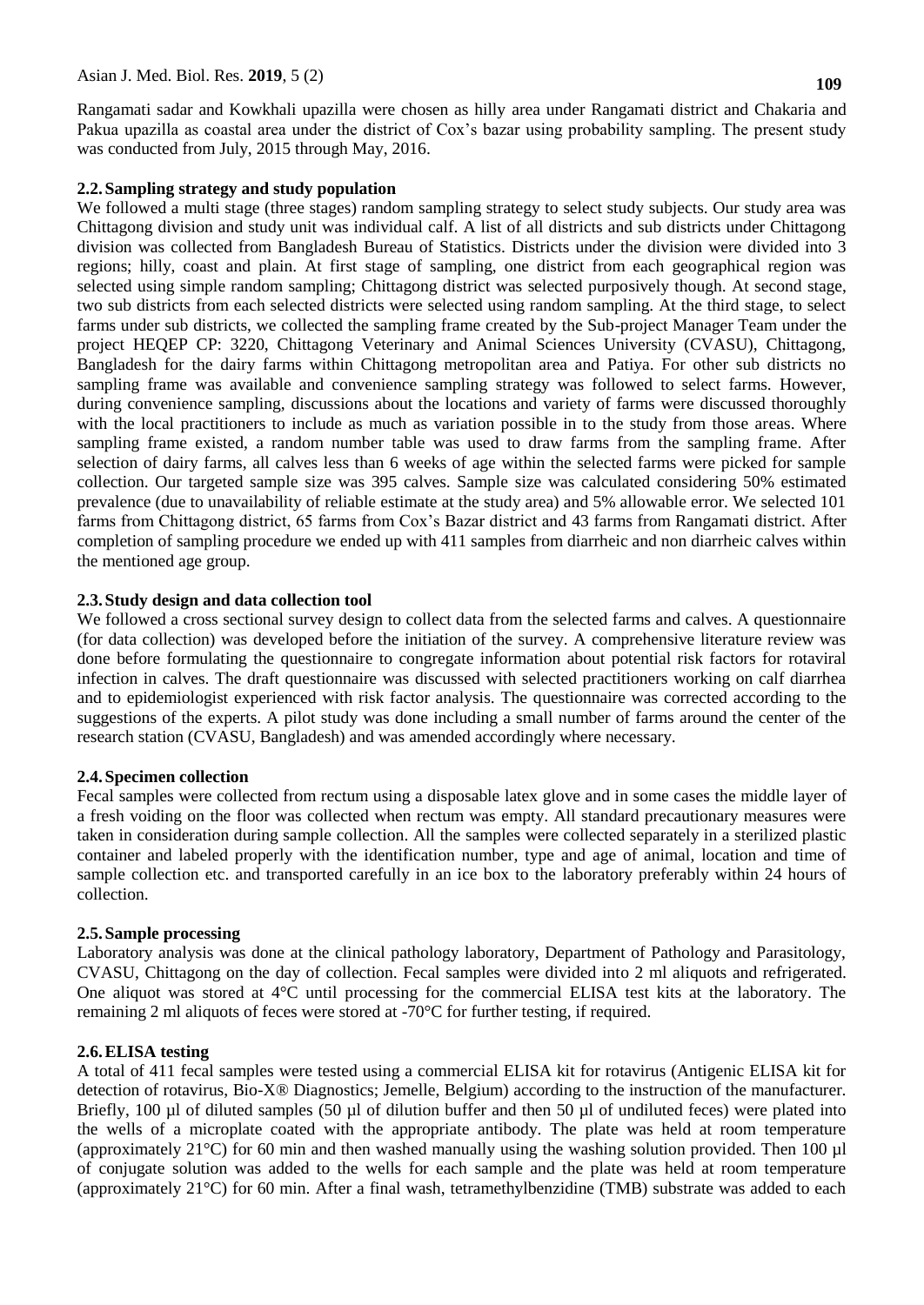Rangamati sadar and Kowkhali upazilla were chosen as hilly area under Rangamati district and Chakaria and Pakua upazilla as coastal area under the district of Cox's bazar using probability sampling. The present study was conducted from July, 2015 through May, 2016.

### 2.2. Sampling strategy and study population

We followed a multi stage (three stages) random sampling strategy to select study subjects. Our study area was Chittagong division and study unit was individual calf. A list of all districts and sub districts under Chittagong division was collected from Bangladesh Bureau of Statistics. Districts under the division were divided into 3 regions; hilly, coast and plain. At first stage of sampling, one district from each geographical region was selected using simple random sampling; Chittagong district was selected purposively though. At second stage, two sub districts from each selected districts were selected using random sampling. At the third stage, to select farms under sub districts, we collected the sampling frame created by the Sub-project Manager Team under the project HEQEP CP: 3220, Chittagong Veterinary and Animal Sciences University (CVASU), Chittagong, Bangladesh for the dairy farms within Chittagong metropolitan area and Patiya. For other sub districts no sampling frame was available and convenience sampling strategy was followed to select farms. However, during convenience sampling, discussions about the locations and variety of farms were discussed thoroughly with the local practitioners to include as much as variation possible in to the study from those areas. Where sampling frame existed, a random number table was used to draw farms from the sampling frame. After selection of dairy farms, all calves less than 6 weeks of age within the selected farms were picked for sample collection. Our targeted sample size was 395 calves. Sample size was calculated considering 50% estimated prevalence (due to unavailability of reliable estimate at the study area) and 5% allowable error. We selected 101 farms from Chittagong district, 65 farms from Cox's Bazar district and 43 farms from Rangamati district. After completion of sampling procedure we ended up with 411 samples from diarrheic and non diarrheic calves within the mentioned age group.

### 2.3. Study design and data collection tool

We followed a cross sectional survey design to collect data from the selected farms and calves. A questionnaire (for data collection) was developed before the initiation of the survey. A comprehensive literature review was done before formulating the questionnaire to congregate information about potential risk factors for rotaviral infection in calves. The draft questionnaire was discussed with selected practitioners working on calf diarrhea and to epidemiologist experienced with risk factor analysis. The questionnaire was corrected according to the suggestions of the experts. A pilot study was done including a small number of farms around the center of the research station (CVASU, Bangladesh) and was amended accordingly where necessary.

### 2.4. Specimen collection

Fecal samples were collected from rectum using a disposable latex glove and in some cases the middle layer of a fresh voiding on the floor was collected when rectum was empty. All standard precautionary measures were taken in consideration during sample collection. All the samples were collected separately in a sterilized plastic container and labeled properly with the identification number, type and age of animal, location and time of sample collection etc. and transported carefully in an ice box to the laboratory preferably within 24 hours of collection.

### 2.5. Sample processing

Laboratory analysis was done at the clinical pathology laboratory, Department of Pathology and Parasitology, CVASU, Chittagong on the day of collection. Fecal samples were divided into 2 ml aliquots and refrigerated. One aliquot was stored at 4°C until processing for the commercial ELISA test kits at the laboratory. The remaining 2 ml aliquots of feces were stored at -70°C for further testing, if required.

### 2.6. ELISA testing

A total of 411 fecal samples were tested using a commercial ELISA kit for rotavirus (Antigenic ELISA kit for detection of rotavirus, Bio-X® Diagnostics; Jemelle, Belgium) according to the instruction of the manufacturer. Briefly, 100 µl of diluted samples (50 µl of dilution buffer and then 50 µl of undiluted feces) were plated into the wells of a microplate coated with the appropriate antibody. The plate was held at room temperature (approximately 21°C) for 60 min and then washed manually using the washing solution provided. Then 100 µl of conjugate solution was added to the wells for each sample and the plate was held at room temperature (approximately 21°C) for 60 min. After a final wash, tetramethylbenzidine (TMB) substrate was added to each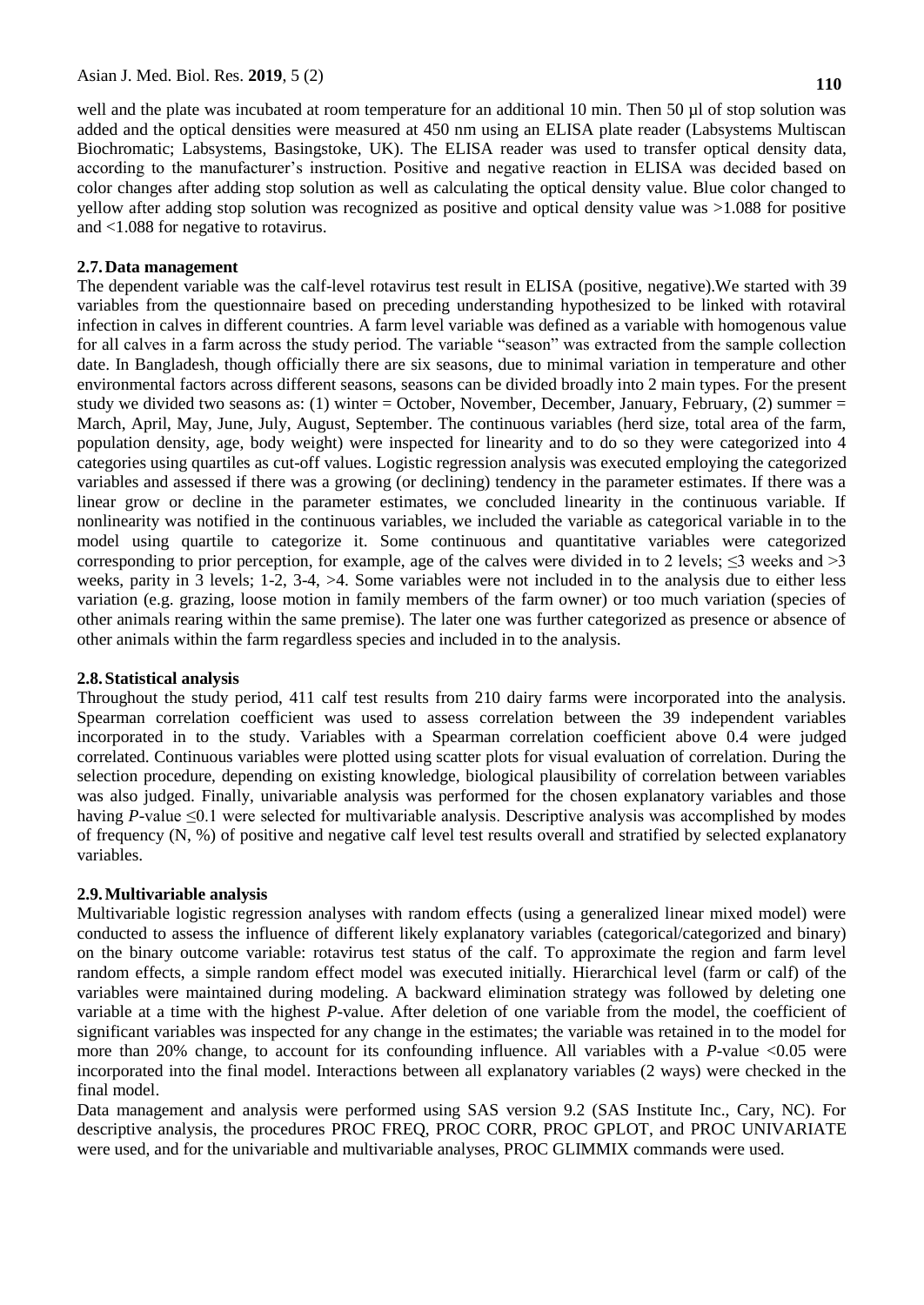well and the plate was incubated at room temperature for an additional 10 min. Then 50 µl of stop solution was added and the optical densities were measured at 450 nm using an ELISA plate reader (Labsystems Multiscan Biochromatic; Labsystems, Basingstoke, UK). The ELISA reader was used to transfer optical density data, according to the manufacturer's instruction. Positive and negative reaction in ELISA was decided based on color changes after adding stop solution as well as calculating the optical density value. Blue color changed to yellow after adding stop solution was recognized as positive and optical density value was >1.088 for positive and <1.088 for negative to rotavirus.

### 2.7. Data management

The dependent variable was the calf-level rotavirus test result in ELISA (positive, negative).We started with 39 variables from the questionnaire based on preceding understanding hypothesized to be linked with rotaviral infection in calves in different countries. A farm level variable was defined as a variable with homogenous value for all calves in a farm across the study period. The variable "season" was extracted from the sample collection date. In Bangladesh, though officially there are six seasons, due to minimal variation in temperature and other environmental factors across different seasons, seasons can be divided broadly into 2 main types. For the present study we divided two seasons as: (1) winter = October, November, December, January, February, (2) summer = March, April, May, June, July, August, September. The continuous variables (herd size, total area of the farm, population density, age, body weight) were inspected for linearity and to do so they were categorized into 4 categories using quartiles as cut-off values. Logistic regression analysis was executed employing the categorized variables and assessed if there was a growing (or declining) tendency in the parameter estimates. If there was a linear grow or decline in the parameter estimates, we concluded linearity in the continuous variable. If nonlinearity was notified in the continuous variables, we included the variable as categorical variable in to the model using quartile to categorize it. Some continuous and quantitative variables were categorized corresponding to prior perception, for example, age of the calves were divided in to 2 levels; ≤3 weeks and >3 weeks, parity in 3 levels; 1-2, 3-4, >4. Some variables were not included in to the analysis due to either less variation (e.g. grazing, loose motion in family members of the farm owner) or too much variation (species of other animals rearing within the same premise). The later one was further categorized as presence or absence of other animals within the farm regardless species and included in to the analysis.

### 2.8. Statistical analysis

Throughout the study period, 411 calf test results from 210 dairy farms were incorporated into the analysis. Spearman correlation coefficient was used to assess correlation between the 39 independent variables incorporated in to the study. Variables with a Spearman correlation coefficient above 0.4 were judged correlated. Continuous variables were plotted using scatter plots for visual evaluation of correlation. During the selection procedure, depending on existing knowledge, biological plausibility of correlation between variables was also judged. Finally, univariable analysis was performed for the chosen explanatory variables and those having *P*-value ≤0.1 were selected for multivariable analysis. Descriptive analysis was accomplished by modes of frequency (N, %) of positive and negative calf level test results overall and stratified by selected explanatory variables.

### 2.9. Multivariable analysis

Multivariable logistic regression analyses with random effects (using a generalized linear mixed model) were conducted to assess the influence of different likely explanatory variables (categorical/categorized and binary) on the binary outcome variable: rotavirus test status of the calf. To approximate the region and farm level random effects, a simple random effect model was executed initially. Hierarchical level (farm or calf) of the variables were maintained during modeling. A backward elimination strategy was followed by deleting one variable at a time with the highest *P*-value. After deletion of one variable from the model, the coefficient of significant variables was inspected for any change in the estimates; the variable was retained in to the model for more than 20% change, to account for its confounding influence. All variables with a *P*-value <0.05 were incorporated into the final model. Interactions between all explanatory variables (2 ways) were checked in the final model.

Data management and analysis were performed using SAS version 9.2 (SAS Institute Inc., Cary, NC). For descriptive analysis, the procedures PROC FREQ, PROC CORR, PROC GPLOT, and PROC UNIVARIATE were used, and for the univariable and multivariable analyses, PROC GLIMMIX commands were used.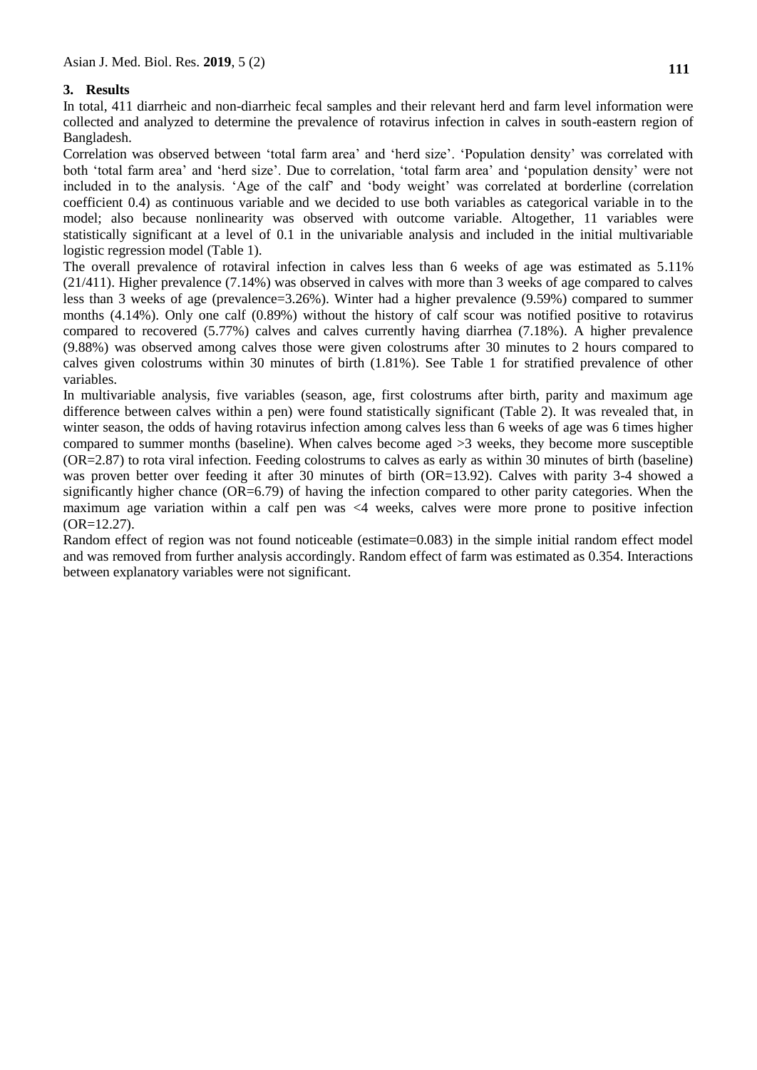## 3. Results

In total, 411 diarrheic and non-diarrheic fecal samples and their relevant herd and farm level information were collected and analyzed to determine the prevalence of rotavirus infection in calves in south-eastern region of Bangladesh.

Correlation was observed between 'total farm area' and 'herd size'. 'Population density' was correlated with both 'total farm area' and 'herd size'. Due to correlation, 'total farm area' and 'population density' were not included in to the analysis. 'Age of the calf' and 'body weight' was correlated at borderline (correlation coefficient 0.4) as continuous variable and we decided to use both variables as categorical variable in to the model; also because nonlinearity was observed with outcome variable. Altogether, 11 variables were statistically significant at a level of 0.1 in the univariable analysis and included in the initial multivariable logistic regression model (Table 1).

The overall prevalence of rotaviral infection in calves less than 6 weeks of age was estimated as 5.11% (21/411). Higher prevalence (7.14%) was observed in calves with more than 3 weeks of age compared to calves less than 3 weeks of age (prevalence=3.26%). Winter had a higher prevalence (9.59%) compared to summer months (4.14%). Only one calf (0.89%) without the history of calf scour was notified positive to rotavirus compared to recovered (5.77%) calves and calves currently having diarrhea (7.18%). A higher prevalence (9.88%) was observed among calves those were given colostrums after 30 minutes to 2 hours compared to calves given colostrums within 30 minutes of birth (1.81%). See Table 1 for stratified prevalence of other variables.

In multivariable analysis, five variables (season, age, first colostrums after birth, parity and maximum age difference between calves within a pen) were found statistically significant (Table 2). It was revealed that, in winter season, the odds of having rotavirus infection among calves less than 6 weeks of age was 6 times higher compared to summer months (baseline). When calves become aged >3 weeks, they become more susceptible (OR=2.87) to rota viral infection. Feeding colostrums to calves as early as within 30 minutes of birth (baseline) was proven better over feeding it after 30 minutes of birth (OR=13.92). Calves with parity 3-4 showed a significantly higher chance (OR=6.79) of having the infection compared to other parity categories. When the maximum age variation within a calf pen was <4 weeks, calves were more prone to positive infection (OR=12.27).

Random effect of region was not found noticeable (estimate=0.083) in the simple initial random effect model and was removed from further analysis accordingly. Random effect of farm was estimated as 0.354. Interactions between explanatory variables were not significant.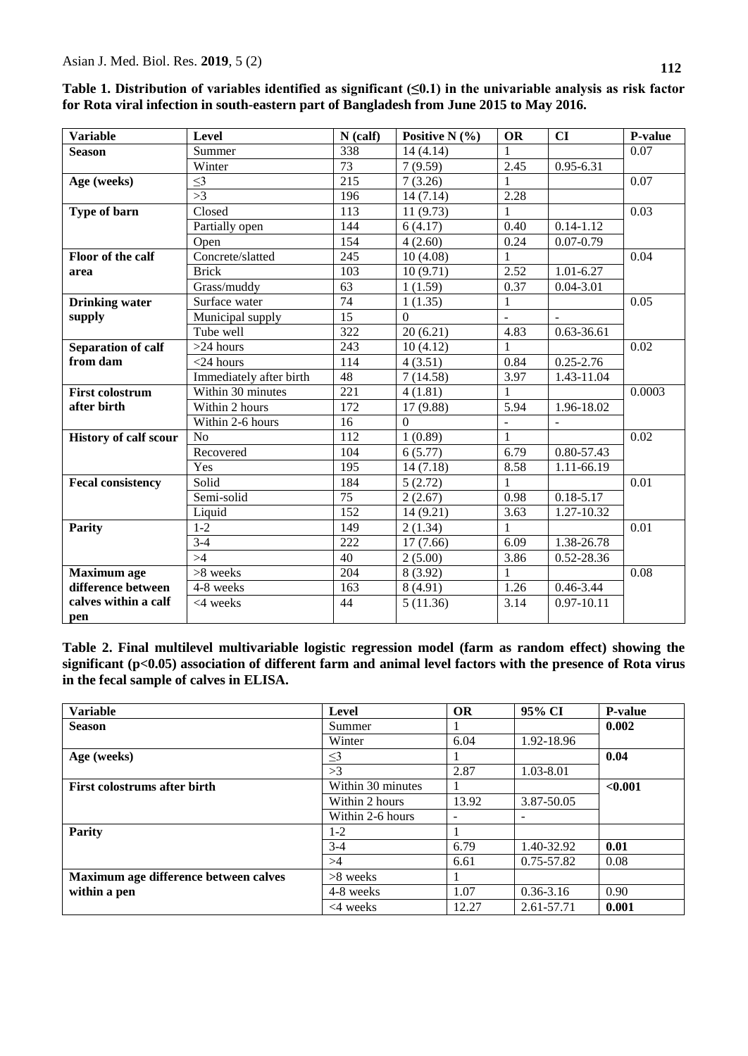**Table 1. Distribution of variables identified as significant (≤0.1) in the univariable analysis as risk factor for Rota viral infection in south-eastern part of Bangladesh from June 2015 to May 2016.**

| Variable | Level | N (calf) | Positive N (%) | OR | CI | P-value |
|---|---|---|---|---|---|---|
| **Season** | Summer | 338 | 14 (4.14) | 1 | | 0.07 |
| | Winter | 73 | 7 (9.59) | 2.45 | 0.95-6.31 | |
| **Age (weeks)** | ≤3 | 215 | 7 (3.26) | 1 | | 0.07 |
| | >3 | 196 | 14 (7.14) | 2.28 | | |
| **Type of barn** | Closed | 113 | 11 (9.73) | 1 | | 0.03 |
| | Partially open | 144 | 6 (4.17) | 0.40 | 0.14-1.12 | |
| | Open | 154 | 4 (2.60) | 0.24 | 0.07-0.79 | |
| **Floor of the calf area** | Concrete/slatted | 245 | 10 (4.08) | 1 | | 0.04 |
| | Brick | 103 | 10 (9.71) | 2.52 | 1.01-6.27 | |
| | Grass/muddy | 63 | 1 (1.59) | 0.37 | 0.04-3.01 | |
| **Drinking water supply** | Surface water | 74 | 1 (1.35) | 1 | | 0.05 |
| | Municipal supply | 15 | 0 | - | - | |
| | Tube well | 322 | 20 (6.21) | 4.83 | 0.63-36.61 | |
| **Separation of calf from dam** | >24 hours | 243 | 10 (4.12) | 1 | | 0.02 |
| | <24 hours | 114 | 4 (3.51) | 0.84 | 0.25-2.76 | |
| | Immediately after birth | 48 | 7 (14.58) | 3.97 | 1.43-11.04 | |
| **First colostrum after birth** | Within 30 minutes | 221 | 4 (1.81) | 1 | | 0.0003 |
| | Within 2 hours | 172 | 17 (9.88) | 5.94 | 1.96-18.02 | |
| | Within 2-6 hours | 16 | 0 | - | - | |
| **History of calf scour** | No | 112 | 1 (0.89) | 1 | | 0.02 |
| | Recovered | 104 | 6 (5.77) | 6.79 | 0.80-57.43 | |
| | Yes | 195 | 14 (7.18) | 8.58 | 1.11-66.19 | |
| **Fecal consistency** | Solid | 184 | 5 (2.72) | 1 | | 0.01 |
| | Semi-solid | 75 | 2 (2.67) | 0.98 | 0.18-5.17 | |
| | Liquid | 152 | 14 (9.21) | 3.63 | 1.27-10.32 | |
| **Parity** | 1-2 | 149 | 2 (1.34) | 1 | | 0.01 |
| | 3-4 | 222 | 17 (7.66) | 6.09 | 1.38-26.78 | |
| | >4 | 40 | 2 (5.00) | 3.86 | 0.52-28.36 | |
| **Maximum age difference between calves within a calf pen** | >8 weeks | 204 | 8 (3.92) | 1 | | 0.08 |
| | 4-8 weeks | 163 | 8 (4.91) | 1.26 | 0.46-3.44 | |
| | <4 weeks | 44 | 5 (11.36) | 3.14 | 0.97-10.11 | |

**Table 2. Final multilevel multivariable logistic regression model (farm as random effect) showing the significant (p<0.05) association of different farm and animal level factors with the presence of Rota virus in the fecal sample of calves in ELISA.**

| Variable | Level | OR | 95% CI | P-value |
|---|---|---|---|---|
| **Season** | Summer | 1 | | **0.002** |
| | Winter | 6.04 | 1.92-18.96 | |
| **Age (weeks)** | ≤3 | 1 | | **0.04** |
| | >3 | 2.87 | 1.03-8.01 | |
| **First colostrums after birth** | Within 30 minutes | 1 | | **<0.001** |
| | Within 2 hours | 13.92 | 3.87-50.05 | |
| | Within 2-6 hours | - | - | |
| **Parity** | 1-2 | 1 | | |
| | 3-4 | 6.79 | 1.40-32.92 | **0.01** |
| | >4 | 6.61 | 0.75-57.82 | 0.08 |
| **Maximum age difference between calves within a pen** | >8 weeks | 1 | | |
| | 4-8 weeks | 1.07 | 0.36-3.16 | 0.90 |
| | <4 weeks | 12.27 | 2.61-57.71 | **0.001** |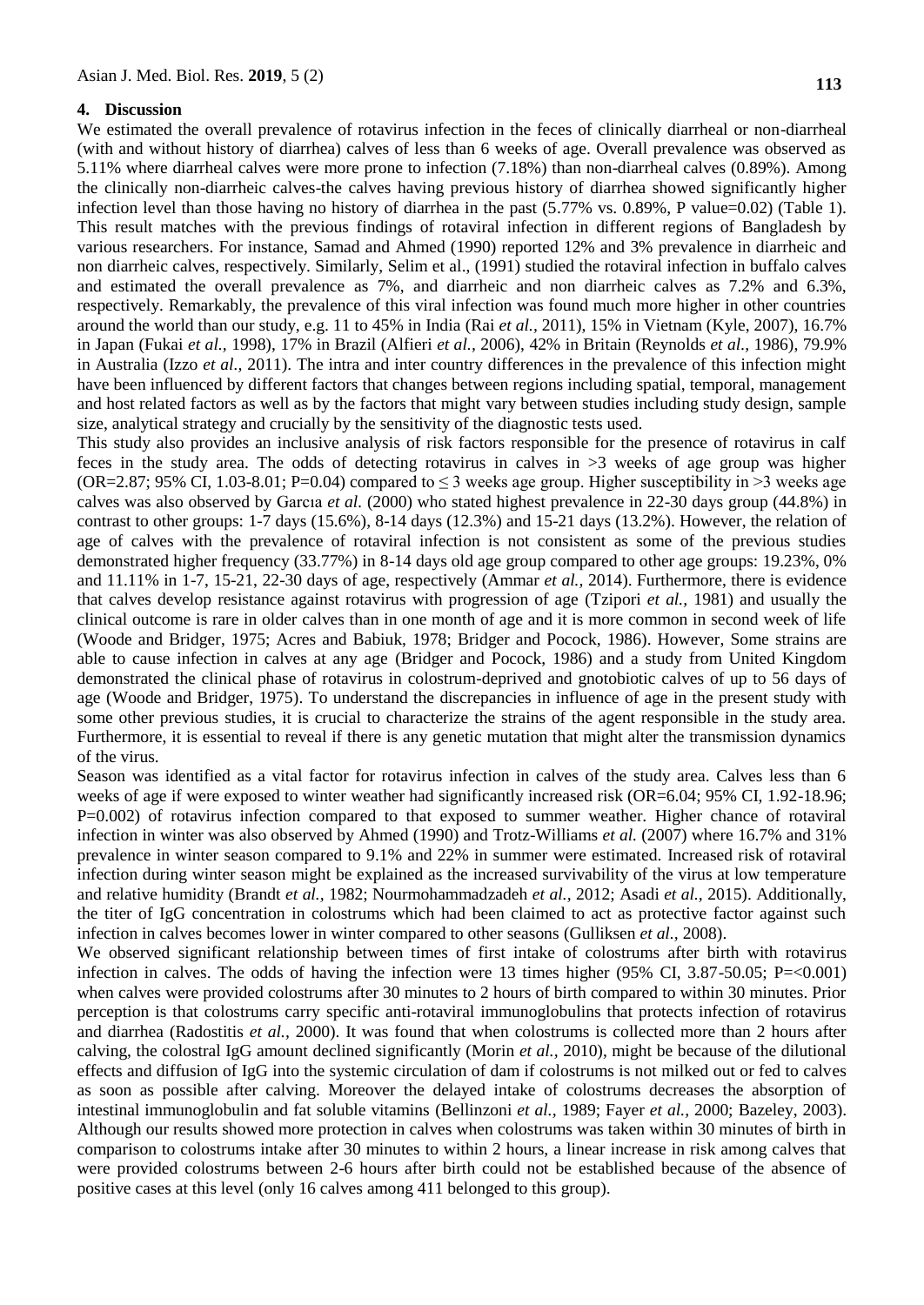## 4. Discussion

We estimated the overall prevalence of rotavirus infection in the feces of clinically diarrheal or non-diarrheal (with and without history of diarrhea) calves of less than 6 weeks of age. Overall prevalence was observed as 5.11% where diarrheal calves were more prone to infection (7.18%) than non-diarrheal calves (0.89%). Among the clinically non-diarrheic calves-the calves having previous history of diarrhea showed significantly higher infection level than those having no history of diarrhea in the past (5.77% vs. 0.89%, P value=0.02) (Table 1). This result matches with the previous findings of rotaviral infection in different regions of Bangladesh by various researchers. For instance, Samad and Ahmed (1990) reported 12% and 3% prevalence in diarrheic and non diarrheic calves, respectively. Similarly, Selim et al., (1991) studied the rotaviral infection in buffalo calves and estimated the overall prevalence as 7%, and diarrheic and non diarrheic calves as 7.2% and 6.3%, respectively. Remarkably, the prevalence of this viral infection was found much more higher in other countries around the world than our study, e.g. 11 to 45% in India (Rai *et al.,* 2011), 15% in Vietnam (Kyle, 2007), 16.7% in Japan (Fukai *et al.,* 1998), 17% in Brazil (Alfieri *et al.,* 2006), 42% in Britain (Reynolds *et al.,* 1986), 79.9% in Australia (Izzo *et al.,* 2011). The intra and inter country differences in the prevalence of this infection might have been influenced by different factors that changes between regions including spatial, temporal, management and host related factors as well as by the factors that might vary between studies including study design, sample size, analytical strategy and crucially by the sensitivity of the diagnostic tests used.

This study also provides an inclusive analysis of risk factors responsible for the presence of rotavirus in calf feces in the study area. The odds of detecting rotavirus in calves in >3 weeks of age group was higher (OR=2.87; 95% CI, 1.03-8.01; P=0.04) compared to ≤ 3 weeks age group. Higher susceptibility in >3 weeks age calves was also observed by Garcıa *et al.* (2000) who stated highest prevalence in 22-30 days group (44.8%) in contrast to other groups: 1-7 days (15.6%), 8-14 days (12.3%) and 15-21 days (13.2%). However, the relation of age of calves with the prevalence of rotaviral infection is not consistent as some of the previous studies demonstrated higher frequency (33.77%) in 8-14 days old age group compared to other age groups: 19.23%, 0% and 11.11% in 1-7, 15-21, 22-30 days of age, respectively (Ammar *et al.,* 2014). Furthermore, there is evidence that calves develop resistance against rotavirus with progression of age (Tzipori *et al.,* 1981) and usually the clinical outcome is rare in older calves than in one month of age and it is more common in second week of life (Woode and Bridger, 1975; Acres and Babiuk, 1978; Bridger and Pocock, 1986). However, Some strains are able to cause infection in calves at any age (Bridger and Pocock, 1986) and a study from United Kingdom demonstrated the clinical phase of rotavirus in colostrum-deprived and gnotobiotic calves of up to 56 days of age (Woode and Bridger, 1975). To understand the discrepancies in influence of age in the present study with some other previous studies, it is crucial to characterize the strains of the agent responsible in the study area. Furthermore, it is essential to reveal if there is any genetic mutation that might alter the transmission dynamics of the virus.

Season was identified as a vital factor for rotavirus infection in calves of the study area. Calves less than 6 weeks of age if were exposed to winter weather had significantly increased risk (OR=6.04; 95% CI, 1.92-18.96; P=0.002) of rotavirus infection compared to that exposed to summer weather. Higher chance of rotaviral infection in winter was also observed by Ahmed (1990) and Trotz-Williams *et al.* (2007) where 16.7% and 31% prevalence in winter season compared to 9.1% and 22% in summer were estimated. Increased risk of rotaviral infection during winter season might be explained as the increased survivability of the virus at low temperature and relative humidity (Brandt *et al.,* 1982; Nourmohammadzadeh *et al.,* 2012; Asadi *et al.,* 2015). Additionally, the titer of IgG concentration in colostrums which had been claimed to act as protective factor against such infection in calves becomes lower in winter compared to other seasons (Gulliksen *et al.,* 2008).

We observed significant relationship between times of first intake of colostrums after birth with rotavirus infection in calves. The odds of having the infection were 13 times higher (95% CI, 3.87-50.05; P=<0.001) when calves were provided colostrums after 30 minutes to 2 hours of birth compared to within 30 minutes. Prior perception is that colostrums carry specific anti-rotaviral immunoglobulins that protects infection of rotavirus and diarrhea (Radostitis *et al.,* 2000). It was found that when colostrums is collected more than 2 hours after calving, the colostral IgG amount declined significantly (Morin *et al.,* 2010), might be because of the dilutional effects and diffusion of IgG into the systemic circulation of dam if colostrums is not milked out or fed to calves as soon as possible after calving. Moreover the delayed intake of colostrums decreases the absorption of intestinal immunoglobulin and fat soluble vitamins (Bellinzoni *et al.,* 1989; Fayer *et al.,* 2000; Bazeley, 2003). Although our results showed more protection in calves when colostrums was taken within 30 minutes of birth in comparison to colostrums intake after 30 minutes to within 2 hours, a linear increase in risk among calves that were provided colostrums between 2-6 hours after birth could not be established because of the absence of positive cases at this level (only 16 calves among 411 belonged to this group).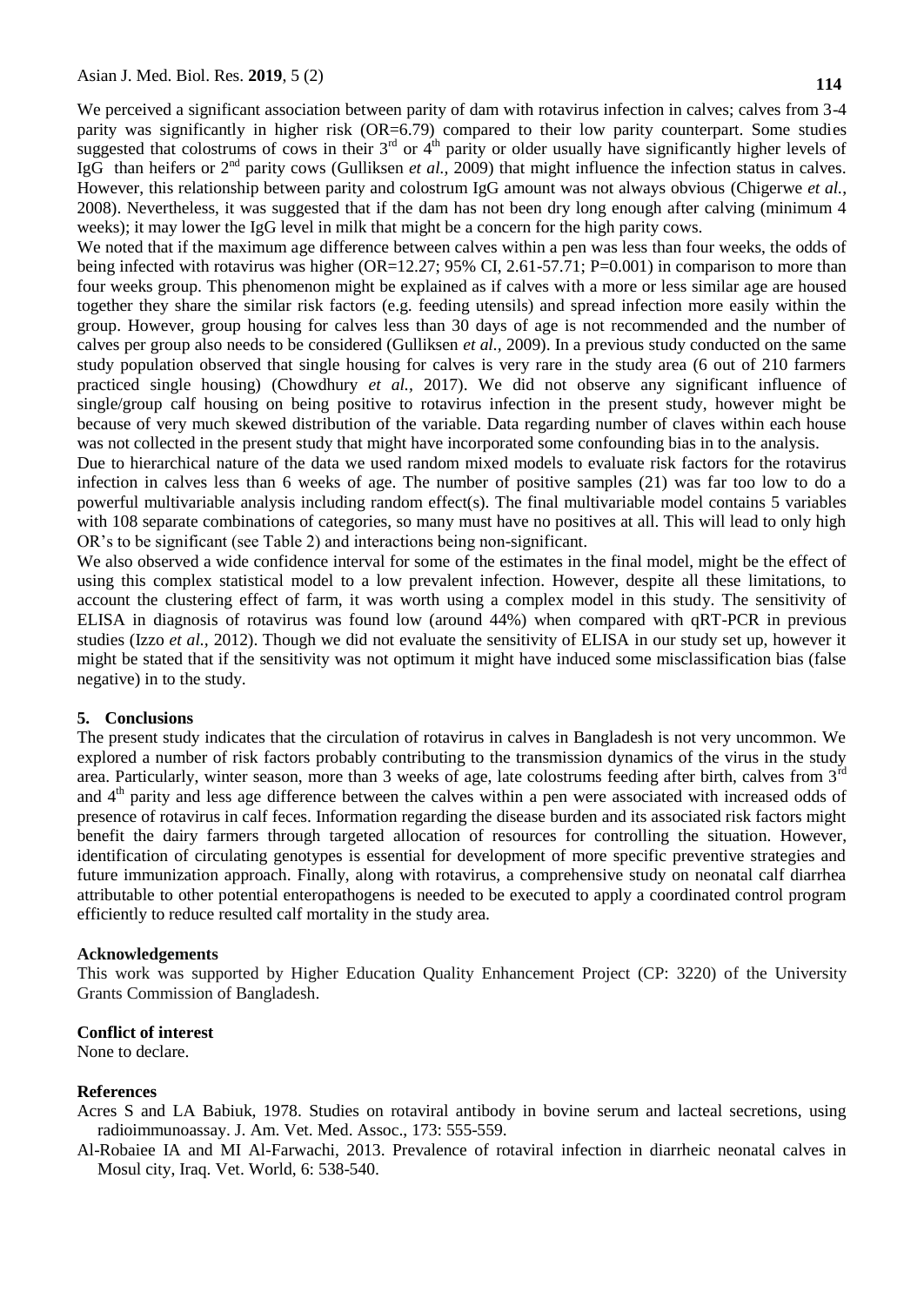We perceived a significant association between parity of dam with rotavirus infection in calves; calves from 3-4 parity was significantly in higher risk (OR=6.79) compared to their low parity counterpart. Some studies suggested that colostrums of cows in their 3$^{rd}$ or 4$^{th}$ parity or older usually have significantly higher levels of IgG than heifers or 2$^{nd}$ parity cows (Gulliksen *et al.,* 2009) that might influence the infection status in calves. However, this relationship between parity and colostrum IgG amount was not always obvious (Chigerwe *et al.*, 2008). Nevertheless, it was suggested that if the dam has not been dry long enough after calving (minimum 4 weeks); it may lower the IgG level in milk that might be a concern for the high parity cows.

We noted that if the maximum age difference between calves within a pen was less than four weeks, the odds of being infected with rotavirus was higher (OR=12.27; 95% CI, 2.61-57.71; P=0.001) in comparison to more than four weeks group. This phenomenon might be explained as if calves with a more or less similar age are housed together they share the similar risk factors (e.g. feeding utensils) and spread infection more easily within the group. However, group housing for calves less than 30 days of age is not recommended and the number of calves per group also needs to be considered (Gulliksen *et al.,* 2009). In a previous study conducted on the same study population observed that single housing for calves is very rare in the study area (6 out of 210 farmers practiced single housing) (Chowdhury *et al.,* 2017). We did not observe any significant influence of single/group calf housing on being positive to rotavirus infection in the present study, however might be because of very much skewed distribution of the variable. Data regarding number of claves within each house was not collected in the present study that might have incorporated some confounding bias in to the analysis.

Due to hierarchical nature of the data we used random mixed models to evaluate risk factors for the rotavirus infection in calves less than 6 weeks of age. The number of positive samples (21) was far too low to do a powerful multivariable analysis including random effect(s). The final multivariable model contains 5 variables with 108 separate combinations of categories, so many must have no positives at all. This will lead to only high OR's to be significant (see Table 2) and interactions being non-significant.

We also observed a wide confidence interval for some of the estimates in the final model, might be the effect of using this complex statistical model to a low prevalent infection. However, despite all these limitations, to account the clustering effect of farm, it was worth using a complex model in this study. The sensitivity of ELISA in diagnosis of rotavirus was found low (around 44%) when compared with qRT-PCR in previous studies (Izzo *et al.,* 2012). Though we did not evaluate the sensitivity of ELISA in our study set up, however it might be stated that if the sensitivity was not optimum it might have induced some misclassification bias (false negative) in to the study.

## 5. Conclusions

The present study indicates that the circulation of rotavirus in calves in Bangladesh is not very uncommon. We explored a number of risk factors probably contributing to the transmission dynamics of the virus in the study area. Particularly, winter season, more than 3 weeks of age, late colostrums feeding after birth, calves from 3$^{rd}$ and 4$^{th}$ parity and less age difference between the calves within a pen were associated with increased odds of presence of rotavirus in calf feces. Information regarding the disease burden and its associated risk factors might benefit the dairy farmers through targeted allocation of resources for controlling the situation. However, identification of circulating genotypes is essential for development of more specific preventive strategies and future immunization approach. Finally, along with rotavirus, a comprehensive study on neonatal calf diarrhea attributable to other potential enteropathogens is needed to be executed to apply a coordinated control program efficiently to reduce resulted calf mortality in the study area.

## Acknowledgements

This work was supported by Higher Education Quality Enhancement Project (CP: 3220) of the University Grants Commission of Bangladesh.

## Conflict of interest

None to declare.

## References

Acres S and LA Babiuk, 1978. Studies on rotaviral antibody in bovine serum and lacteal secretions, using radioimmunoassay. J. Am. Vet. Med. Assoc., 173: 555-559.

Al-Robaiee IA and MI Al-Farwachi, 2013. Prevalence of rotaviral infection in diarrheic neonatal calves in Mosul city, Iraq. Vet. World, 6: 538-540.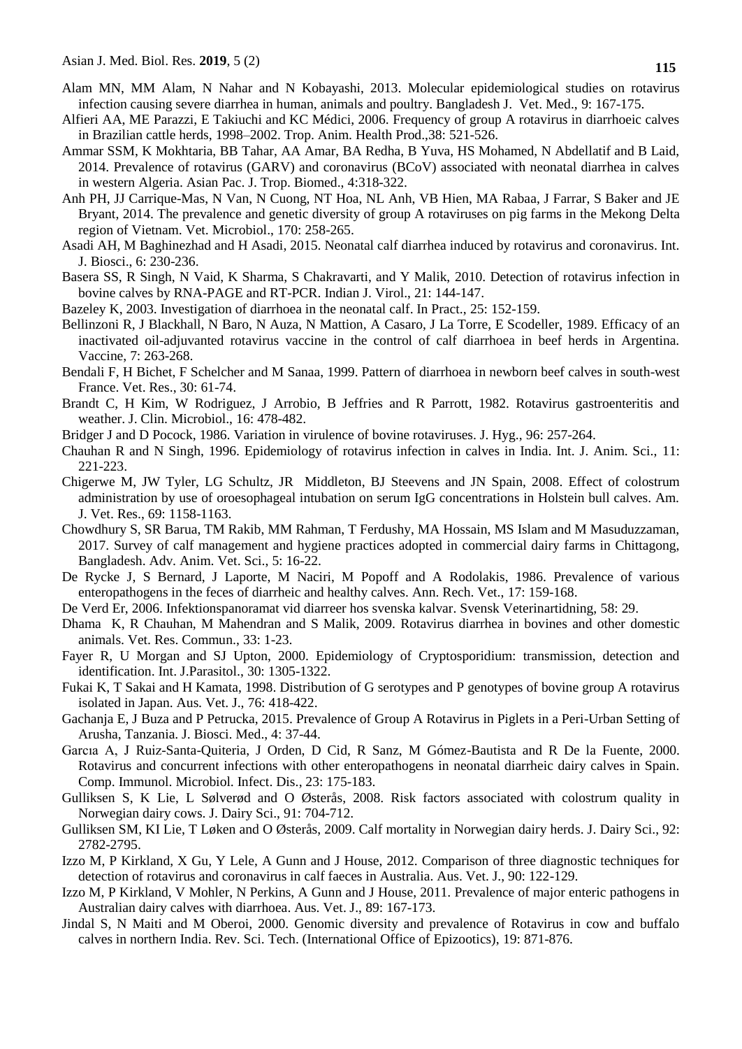Alam MN, MM Alam, N Nahar and N Kobayashi, 2013. Molecular epidemiological studies on rotavirus infection causing severe diarrhea in human, animals and poultry. Bangladesh J. Vet. Med., 9: 167-175.

Alfieri AA, ME Parazzi, E Takiuchi and KC Médici, 2006. Frequency of group A rotavirus in diarrhoeic calves in Brazilian cattle herds, 1998–2002. Trop. Anim. Health Prod.,38: 521-526.

Ammar SSM, K Mokhtaria, BB Tahar, AA Amar, BA Redha, B Yuva, HS Mohamed, N Abdellatif and B Laid, 2014. Prevalence of rotavirus (GARV) and coronavirus (BCoV) associated with neonatal diarrhea in calves in western Algeria. Asian Pac. J. Trop. Biomed., 4:318-322.

Anh PH, JJ Carrique-Mas, N Van, N Cuong, NT Hoa, NL Anh, VB Hien, MA Rabaa, J Farrar, S Baker and JE Bryant, 2014. The prevalence and genetic diversity of group A rotaviruses on pig farms in the Mekong Delta region of Vietnam. Vet. Microbiol., 170: 258-265.

Asadi AH, M Baghinezhad and H Asadi, 2015. Neonatal calf diarrhea induced by rotavirus and coronavirus. Int. J. Biosci., 6: 230-236.

Basera SS, R Singh, N Vaid, K Sharma, S Chakravarti, and Y Malik, 2010. Detection of rotavirus infection in bovine calves by RNA-PAGE and RT-PCR. Indian J. Virol., 21: 144-147.

Bazeley K, 2003. Investigation of diarrhoea in the neonatal calf. In Pract., 25: 152-159.

Bellinzoni R, J Blackhall, N Baro, N Auza, N Mattion, A Casaro, J La Torre, E Scodeller, 1989. Efficacy of an inactivated oil-adjuvanted rotavirus vaccine in the control of calf diarrhoea in beef herds in Argentina. Vaccine, 7: 263-268.

Bendali F, H Bichet, F Schelcher and M Sanaa, 1999. Pattern of diarrhoea in newborn beef calves in south-west France. Vet. Res., 30: 61-74.

Brandt C, H Kim, W Rodriguez, J Arrobio, B Jeffries and R Parrott, 1982. Rotavirus gastroenteritis and weather. J. Clin. Microbiol., 16: 478-482.

Bridger J and D Pocock, 1986. Variation in virulence of bovine rotaviruses. J. Hyg., 96: 257-264.

Chauhan R and N Singh, 1996. Epidemiology of rotavirus infection in calves in India. Int. J. Anim. Sci., 11: 221-223.

Chigerwe M, JW Tyler, LG Schultz, JR Middleton, BJ Steevens and JN Spain, 2008. Effect of colostrum administration by use of oroesophageal intubation on serum IgG concentrations in Holstein bull calves. Am. J. Vet. Res., 69: 1158-1163.

Chowdhury S, SR Barua, TM Rakib, MM Rahman, T Ferdushy, MA Hossain, MS Islam and M Masuduzzaman, 2017. Survey of calf management and hygiene practices adopted in commercial dairy farms in Chittagong, Bangladesh. Adv. Anim. Vet. Sci., 5: 16-22.

De Rycke J, S Bernard, J Laporte, M Naciri, M Popoff and A Rodolakis, 1986. Prevalence of various enteropathogens in the feces of diarrheic and healthy calves. Ann. Rech. Vet., 17: 159-168.

De Verd Er, 2006. Infektionspanoramat vid diarreer hos svenska kalvar. Svensk Veterinartidning, 58: 29.

Dhama K, R Chauhan, M Mahendran and S Malik, 2009. Rotavirus diarrhea in bovines and other domestic animals. Vet. Res. Commun., 33: 1-23.

Fayer R, U Morgan and SJ Upton, 2000. Epidemiology of Cryptosporidium: transmission, detection and identification. Int. J.Parasitol., 30: 1305-1322.

Fukai K, T Sakai and H Kamata, 1998. Distribution of G serotypes and P genotypes of bovine group A rotavirus isolated in Japan. Aus. Vet. J., 76: 418-422.

Gachanja E, J Buza and P Petrucka, 2015. Prevalence of Group A Rotavirus in Piglets in a Peri-Urban Setting of Arusha, Tanzania. J. Biosci. Med., 4: 37-44.

Garcıa A, J Ruiz-Santa-Quiteria, J Orden, D Cid, R Sanz, M Gómez-Bautista and R De la Fuente, 2000. Rotavirus and concurrent infections with other enteropathogens in neonatal diarrheic dairy calves in Spain. Comp. Immunol. Microbiol. Infect. Dis., 23: 175-183.

Gulliksen S, K Lie, L Sølverød and O Østerås, 2008. Risk factors associated with colostrum quality in Norwegian dairy cows. J. Dairy Sci., 91: 704-712.

Gulliksen SM, KI Lie, T Løken and O Østerås, 2009. Calf mortality in Norwegian dairy herds. J. Dairy Sci., 92: 2782-2795.

Izzo M, P Kirkland, X Gu, Y Lele, A Gunn and J House, 2012. Comparison of three diagnostic techniques for detection of rotavirus and coronavirus in calf faeces in Australia. Aus. Vet. J., 90: 122-129.

Izzo M, P Kirkland, V Mohler, N Perkins, A Gunn and J House, 2011. Prevalence of major enteric pathogens in Australian dairy calves with diarrhoea. Aus. Vet. J., 89: 167-173.

Jindal S, N Maiti and M Oberoi, 2000. Genomic diversity and prevalence of Rotavirus in cow and buffalo calves in northern India. Rev. Sci. Tech. (International Office of Epizootics), 19: 871-876.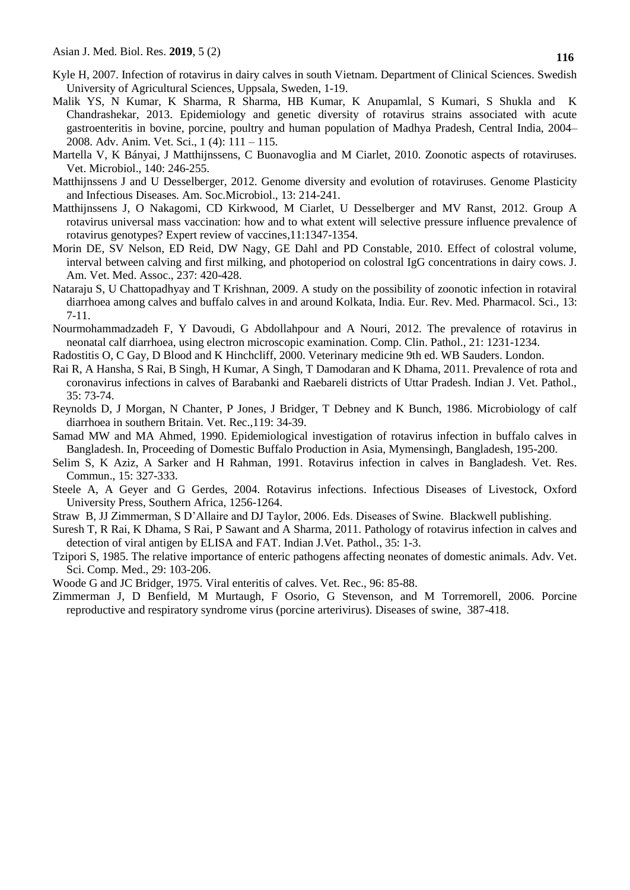Kyle H, 2007. Infection of rotavirus in dairy calves in south Vietnam. Department of Clinical Sciences. Swedish University of Agricultural Sciences, Uppsala, Sweden, 1-19.

Malik YS, N Kumar, K Sharma, R Sharma, HB Kumar, K Anupamlal, S Kumari, S Shukla and K Chandrashekar, 2013. Epidemiology and genetic diversity of rotavirus strains associated with acute gastroenteritis in bovine, porcine, poultry and human population of Madhya Pradesh, Central India, 2004–2008. Adv. Anim. Vet. Sci., 1 (4): 111 – 115.

Martella V, K Bányai, J Matthijnssens, C Buonavoglia and M Ciarlet, 2010. Zoonotic aspects of rotaviruses. Vet. Microbiol., 140: 246-255.

Matthijnssens J and U Desselberger, 2012. Genome diversity and evolution of rotaviruses. Genome Plasticity and Infectious Diseases. Am. Soc.Microbiol., 13: 214-241.

Matthijnssens J, O Nakagomi, CD Kirkwood, M Ciarlet, U Desselberger and MV Ranst, 2012. Group A rotavirus universal mass vaccination: how and to what extent will selective pressure influence prevalence of rotavirus genotypes? Expert review of vaccines,11:1347-1354.

Morin DE, SV Nelson, ED Reid, DW Nagy, GE Dahl and PD Constable, 2010. Effect of colostral volume, interval between calving and first milking, and photoperiod on colostral IgG concentrations in dairy cows. J. Am. Vet. Med. Assoc., 237: 420-428.

Nataraju S, U Chattopadhyay and T Krishnan, 2009. A study on the possibility of zoonotic infection in rotaviral diarrhoea among calves and buffalo calves in and around Kolkata, India. Eur. Rev. Med. Pharmacol. Sci., 13: 7-11.

Nourmohammadzadeh F, Y Davoudi, G Abdollahpour and A Nouri, 2012. The prevalence of rotavirus in neonatal calf diarrhoea, using electron microscopic examination. Comp. Clin. Pathol., 21: 1231-1234.

Radostitis O, C Gay, D Blood and K Hinchcliff, 2000. Veterinary medicine 9th ed. WB Sauders. London.

Rai R, A Hansha, S Rai, B Singh, H Kumar, A Singh, T Damodaran and K Dhama, 2011. Prevalence of rota and coronavirus infections in calves of Barabanki and Raebareli districts of Uttar Pradesh. Indian J. Vet. Pathol., 35: 73-74.

Reynolds D, J Morgan, N Chanter, P Jones, J Bridger, T Debney and K Bunch, 1986. Microbiology of calf diarrhoea in southern Britain. Vet. Rec.,119: 34-39.

Samad MW and MA Ahmed, 1990. Epidemiological investigation of rotavirus infection in buffalo calves in Bangladesh. In, Proceeding of Domestic Buffalo Production in Asia, Mymensingh, Bangladesh, 195-200.

Selim S, K Aziz, A Sarker and H Rahman, 1991. Rotavirus infection in calves in Bangladesh. Vet. Res. Commun., 15: 327-333.

Steele A, A Geyer and G Gerdes, 2004. Rotavirus infections. Infectious Diseases of Livestock, Oxford University Press, Southern Africa, 1256-1264.

Straw B, JJ Zimmerman, S D'Allaire and DJ Taylor, 2006. Eds. Diseases of Swine. Blackwell publishing.

Suresh T, R Rai, K Dhama, S Rai, P Sawant and A Sharma, 2011. Pathology of rotavirus infection in calves and detection of viral antigen by ELISA and FAT. Indian J.Vet. Pathol., 35: 1-3.

Tzipori S, 1985. The relative importance of enteric pathogens affecting neonates of domestic animals. Adv. Vet. Sci. Comp. Med., 29: 103-206.

Woode G and JC Bridger, 1975. Viral enteritis of calves. Vet. Rec., 96: 85-88.

Zimmerman J, D Benfield, M Murtaugh, F Osorio, G Stevenson, and M Torremorell, 2006. Porcine reproductive and respiratory syndrome virus (porcine arterivirus). Diseases of swine, 387-418.